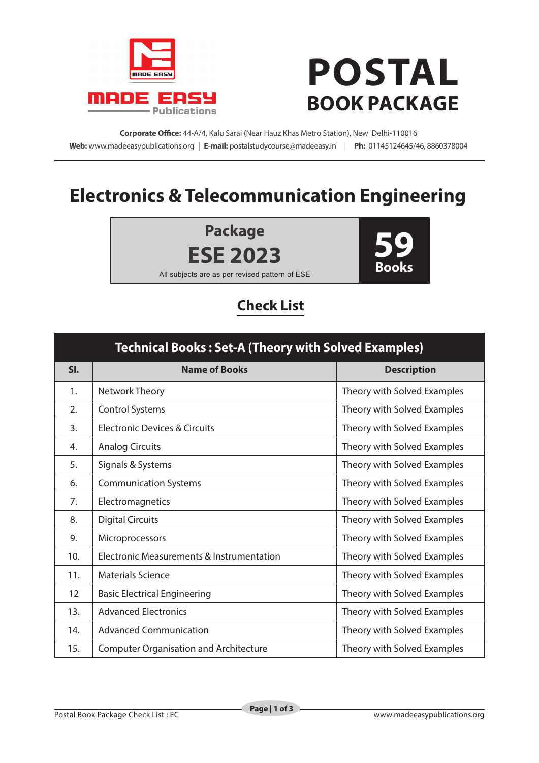MADE EASY Publications

# POSTAL BOOK PACKAGE

**Corporate Office:** 44-A/4, Kalu Sarai (Near Hauz Khas Metro Station), New Delhi-110016
**Web:** www.madeeasypublications.org | **E-mail:** postalstudycourse@madeeasy.in | **Ph:** 01145124645/46, 8860378004

# Electronics & Telecommunication Engineering

**Package**
**ESE 2023**
All subjects are as per revised pattern of ESE

**59 Books**

## Check List

| Technical Books : Set-A (Theory with Solved Examples) | | |
|---|---|---|
| **Sl.** | **Name of Books** | **Description** |
| 1. | Network Theory | Theory with Solved Examples |
| 2. | Control Systems | Theory with Solved Examples |
| 3. | Electronic Devices & Circuits | Theory with Solved Examples |
| 4. | Analog Circuits | Theory with Solved Examples |
| 5. | Signals & Systems | Theory with Solved Examples |
| 6. | Communication Systems | Theory with Solved Examples |
| 7. | Electromagnetics | Theory with Solved Examples |
| 8. | Digital Circuits | Theory with Solved Examples |
| 9. | Microprocessors | Theory with Solved Examples |
| 10. | Electronic Measurements & Instrumentation | Theory with Solved Examples |
| 11. | Materials Science | Theory with Solved Examples |
| 12 | Basic Electrical Engineering | Theory with Solved Examples |
| 13. | Advanced Electronics | Theory with Solved Examples |
| 14. | Advanced Communication | Theory with Solved Examples |
| 15. | Computer Organisation and Architecture | Theory with Solved Examples |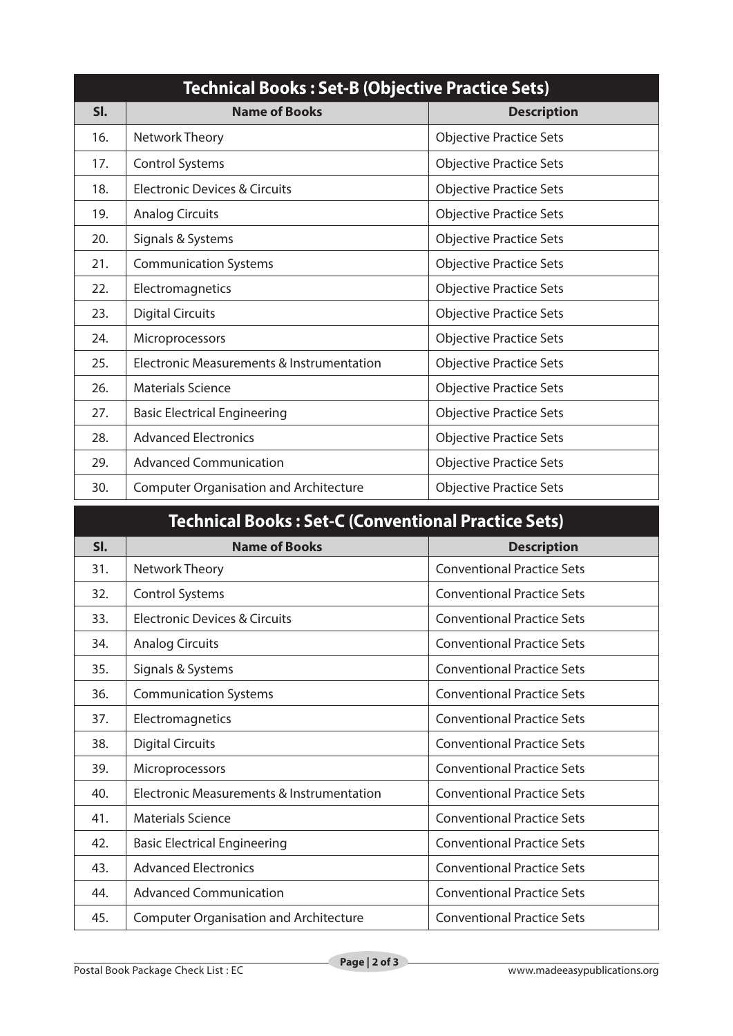## Technical Books : Set-B (Objective Practice Sets)

| Sl. | Name of Books | Description |
|---|---|---|
| 16. | Network Theory | Objective Practice Sets |
| 17. | Control Systems | Objective Practice Sets |
| 18. | Electronic Devices & Circuits | Objective Practice Sets |
| 19. | Analog Circuits | Objective Practice Sets |
| 20. | Signals & Systems | Objective Practice Sets |
| 21. | Communication Systems | Objective Practice Sets |
| 22. | Electromagnetics | Objective Practice Sets |
| 23. | Digital Circuits | Objective Practice Sets |
| 24. | Microprocessors | Objective Practice Sets |
| 25. | Electronic Measurements & Instrumentation | Objective Practice Sets |
| 26. | Materials Science | Objective Practice Sets |
| 27. | Basic Electrical Engineering | Objective Practice Sets |
| 28. | Advanced Electronics | Objective Practice Sets |
| 29. | Advanced Communication | Objective Practice Sets |
| 30. | Computer Organisation and Architecture | Objective Practice Sets |

## Technical Books : Set-C (Conventional Practice Sets)

| Sl. | Name of Books | Description |
|---|---|---|
| 31. | Network Theory | Conventional Practice Sets |
| 32. | Control Systems | Conventional Practice Sets |
| 33. | Electronic Devices & Circuits | Conventional Practice Sets |
| 34. | Analog Circuits | Conventional Practice Sets |
| 35. | Signals & Systems | Conventional Practice Sets |
| 36. | Communication Systems | Conventional Practice Sets |
| 37. | Electromagnetics | Conventional Practice Sets |
| 38. | Digital Circuits | Conventional Practice Sets |
| 39. | Microprocessors | Conventional Practice Sets |
| 40. | Electronic Measurements & Instrumentation | Conventional Practice Sets |
| 41. | Materials Science | Conventional Practice Sets |
| 42. | Basic Electrical Engineering | Conventional Practice Sets |
| 43. | Advanced Electronics | Conventional Practice Sets |
| 44. | Advanced Communication | Conventional Practice Sets |
| 45. | Computer Organisation and Architecture | Conventional Practice Sets |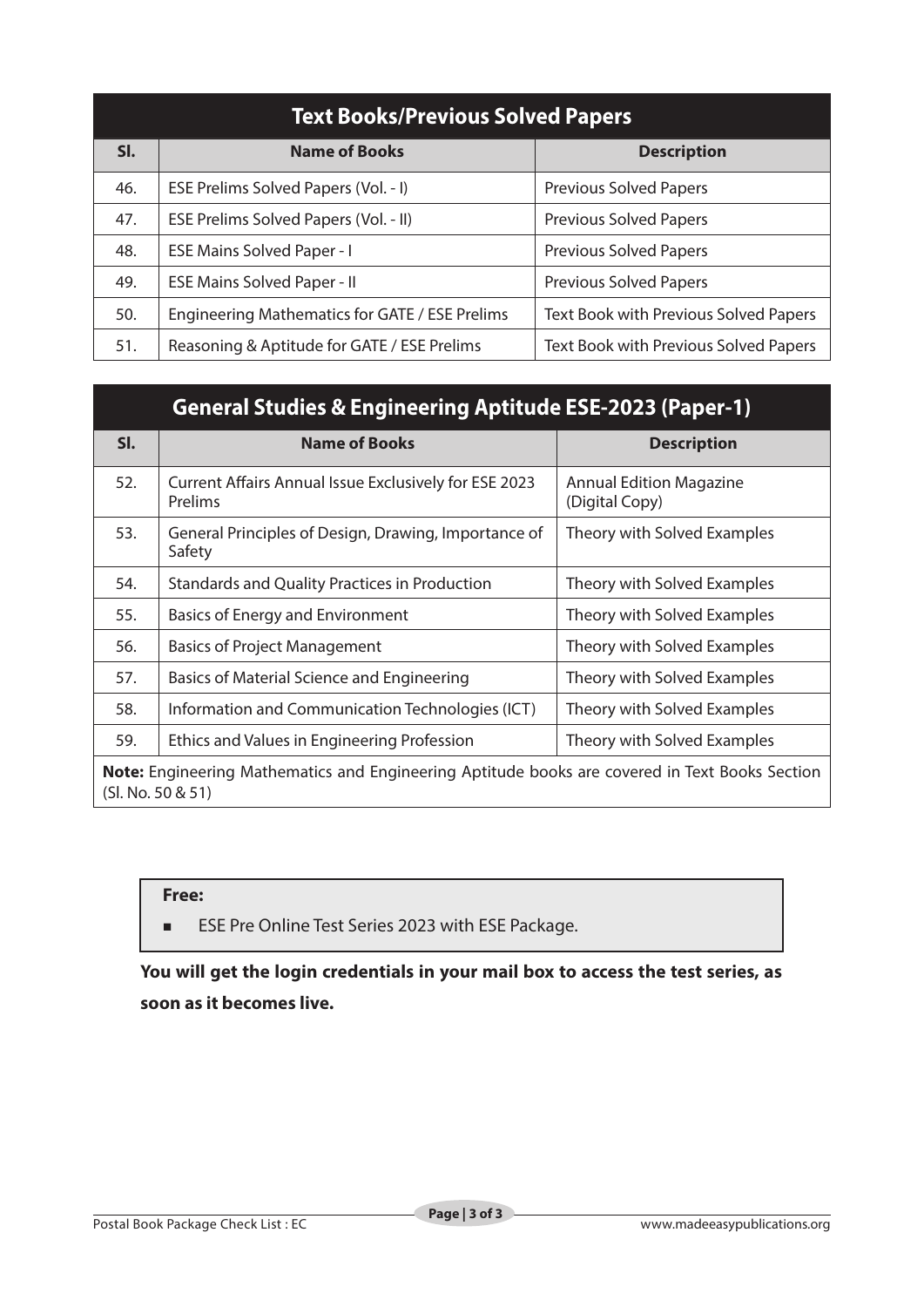## Text Books/Previous Solved Papers

| Sl. | Name of Books | Description |
|---|---|---|
| 46. | ESE Prelims Solved Papers (Vol. - I) | Previous Solved Papers |
| 47. | ESE Prelims Solved Papers (Vol. - II) | Previous Solved Papers |
| 48. | ESE Mains Solved Paper - I | Previous Solved Papers |
| 49. | ESE Mains Solved Paper - II | Previous Solved Papers |
| 50. | Engineering Mathematics for GATE / ESE Prelims | Text Book with Previous Solved Papers |
| 51. | Reasoning & Aptitude for GATE / ESE Prelims | Text Book with Previous Solved Papers |

## General Studies & Engineering Aptitude ESE-2023 (Paper-1)

| Sl. | Name of Books | Description |
|---|---|---|
| 52. | Current Affairs Annual Issue Exclusively for ESE 2023 Prelims | Annual Edition Magazine (Digital Copy) |
| 53. | General Principles of Design, Drawing, Importance of Safety | Theory with Solved Examples |
| 54. | Standards and Quality Practices in Production | Theory with Solved Examples |
| 55. | Basics of Energy and Environment | Theory with Solved Examples |
| 56. | Basics of Project Management | Theory with Solved Examples |
| 57. | Basics of Material Science and Engineering | Theory with Solved Examples |
| 58. | Information and Communication Technologies (ICT) | Theory with Solved Examples |
| 59. | Ethics and Values in Engineering Profession | Theory with Solved Examples |

**Note:** Engineering Mathematics and Engineering Aptitude books are covered in Text Books Section (Sl. No. 50 & 51)

**Free:**

- ESE Pre Online Test Series 2023 with ESE Package.

**You will get the login credentials in your mail box to access the test series, as soon as it becomes live.**